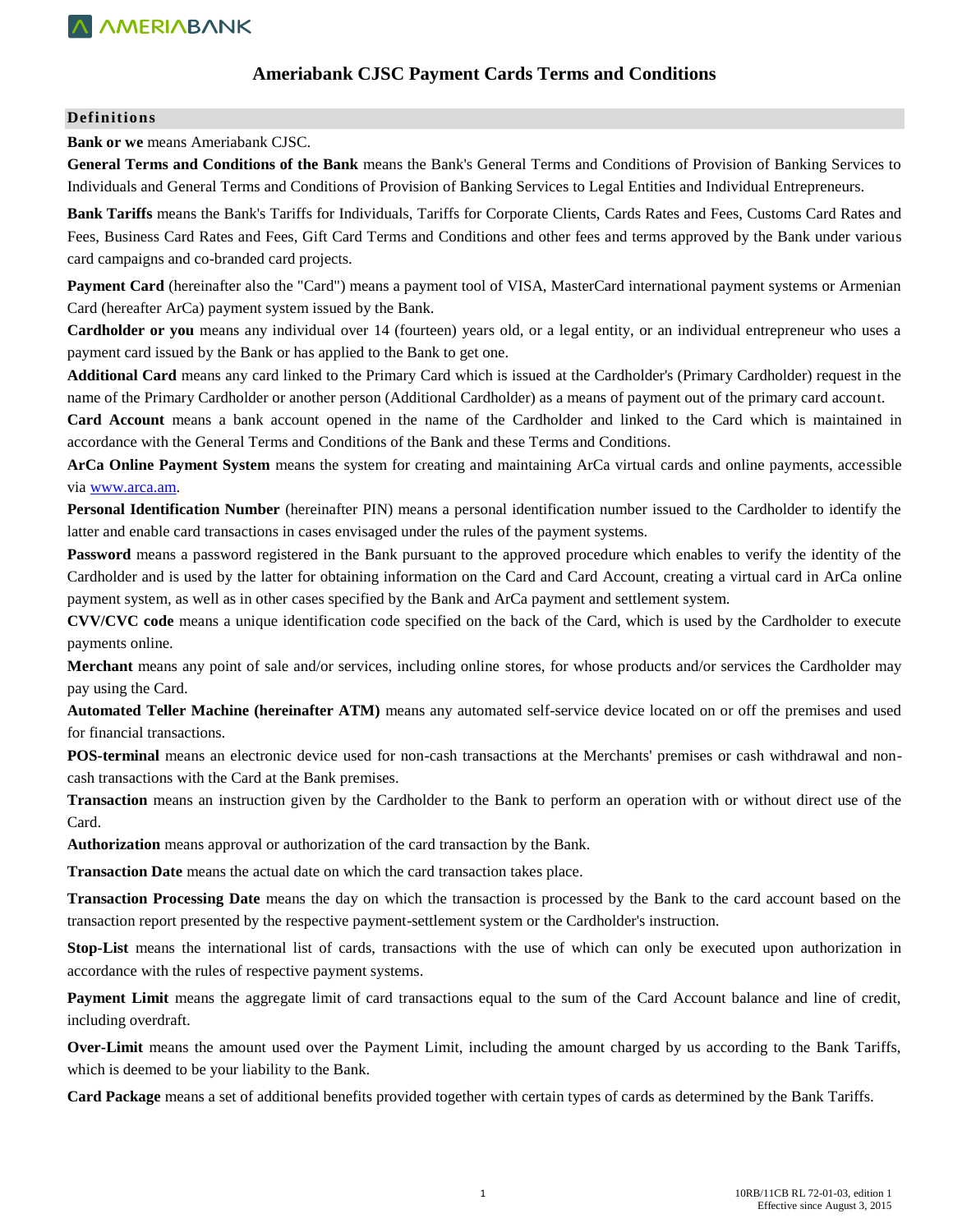# Ameriabank CJSC Payment Cards Terms and Conditions

## Definitions

**Bank or we** means Ameriabank CJSC.

**General Terms and Conditions of the Bank** means the Bank's General Terms and Conditions of Provision of Banking Services to Individuals and General Terms and Conditions of Provision of Banking Services to Legal Entities and Individual Entrepreneurs.

**Bank Tariffs** means the Bank's Tariffs for Individuals, Tariffs for Corporate Clients, Cards Rates and Fees, Customs Card Rates and Fees, Business Card Rates and Fees, Gift Card Terms and Conditions and other fees and terms approved by the Bank under various card campaigns and co-branded card projects.

**Payment Card** (hereinafter also the "Card") means a payment tool of VISA, MasterCard international payment systems or Armenian Card (hereafter ArCa) payment system issued by the Bank.

**Cardholder or you** means any individual over 14 (fourteen) years old, or a legal entity, or an individual entrepreneur who uses a payment card issued by the Bank or has applied to the Bank to get one.

**Additional Card** means any card linked to the Primary Card which is issued at the Cardholder's (Primary Cardholder) request in the name of the Primary Cardholder or another person (Additional Cardholder) as a means of payment out of the primary card account.

**Card Account** means a bank account opened in the name of the Cardholder and linked to the Card which is maintained in accordance with the General Terms and Conditions of the Bank and these Terms and Conditions.

**ArCa Online Payment System** means the system for creating and maintaining ArCa virtual cards and online payments, accessible via [www.arca.am](http://www.arca.am).

**Personal Identification Number** (hereinafter PIN) means a personal identification number issued to the Cardholder to identify the latter and enable card transactions in cases envisaged under the rules of the payment systems.

**Password** means a password registered in the Bank pursuant to the approved procedure which enables to verify the identity of the Cardholder and is used by the latter for obtaining information on the Card and Card Account, creating a virtual card in ArCa online payment system, as well as in other cases specified by the Bank and ArCa payment and settlement system.

**CVV/CVC code** means a unique identification code specified on the back of the Card, which is used by the Cardholder to execute payments online.

**Merchant** means any point of sale and/or services, including online stores, for whose products and/or services the Cardholder may pay using the Card.

**Automated Teller Machine (hereinafter ATM)** means any automated self-service device located on or off the premises and used for financial transactions.

**POS-terminal** means an electronic device used for non-cash transactions at the Merchants' premises or cash withdrawal and non-cash transactions with the Card at the Bank premises.

**Transaction** means an instruction given by the Cardholder to the Bank to perform an operation with or without direct use of the Card.

**Authorization** means approval or authorization of the card transaction by the Bank.

**Transaction Date** means the actual date on which the card transaction takes place.

**Transaction Processing Date** means the day on which the transaction is processed by the Bank to the card account based on the transaction report presented by the respective payment-settlement system or the Cardholder's instruction.

**Stop-List** means the international list of cards, transactions with the use of which can only be executed upon authorization in accordance with the rules of respective payment systems.

**Payment Limit** means the aggregate limit of card transactions equal to the sum of the Card Account balance and line of credit, including overdraft.

**Over-Limit** means the amount used over the Payment Limit, including the amount charged by us according to the Bank Tariffs, which is deemed to be your liability to the Bank.

**Card Package** means a set of additional benefits provided together with certain types of cards as determined by the Bank Tariffs.

10RB/11CB RL 72-01-03, edition 1
Effective since August 3, 2015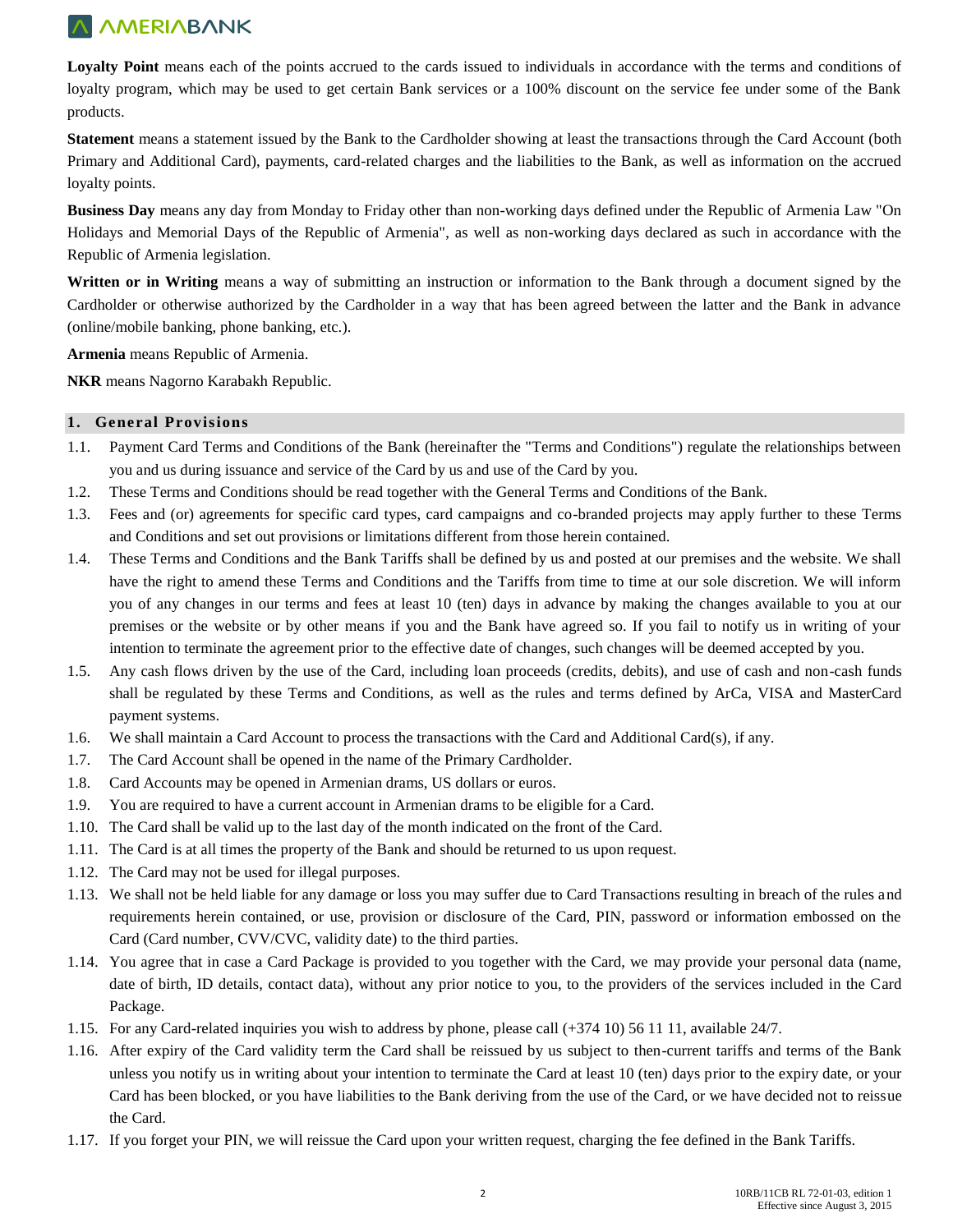**Loyalty Point** means each of the points accrued to the cards issued to individuals in accordance with the terms and conditions of loyalty program, which may be used to get certain Bank services or a 100% discount on the service fee under some of the Bank products.

**Statement** means a statement issued by the Bank to the Cardholder showing at least the transactions through the Card Account (both Primary and Additional Card), payments, card-related charges and the liabilities to the Bank, as well as information on the accrued loyalty points.

**Business Day** means any day from Monday to Friday other than non-working days defined under the Republic of Armenia Law "On Holidays and Memorial Days of the Republic of Armenia", as well as non-working days declared as such in accordance with the Republic of Armenia legislation.

**Written or in Writing** means a way of submitting an instruction or information to the Bank through a document signed by the Cardholder or otherwise authorized by the Cardholder in a way that has been agreed between the latter and the Bank in advance (online/mobile banking, phone banking, etc.).

**Armenia** means Republic of Armenia.

**NKR** means Nagorno Karabakh Republic.

## 1. General Provisions

1.1. Payment Card Terms and Conditions of the Bank (hereinafter the "Terms and Conditions") regulate the relationships between you and us during issuance and service of the Card by us and use of the Card by you.

1.2. These Terms and Conditions should be read together with the General Terms and Conditions of the Bank.

1.3. Fees and (or) agreements for specific card types, card campaigns and co-branded projects may apply further to these Terms and Conditions and set out provisions or limitations different from those herein contained.

1.4. These Terms and Conditions and the Bank Tariffs shall be defined by us and posted at our premises and the website. We shall have the right to amend these Terms and Conditions and the Tariffs from time to time at our sole discretion. We will inform you of any changes in our terms and fees at least 10 (ten) days in advance by making the changes available to you at our premises or the website or by other means if you and the Bank have agreed so. If you fail to notify us in writing of your intention to terminate the agreement prior to the effective date of changes, such changes will be deemed accepted by you.

1.5. Any cash flows driven by the use of the Card, including loan proceeds (credits, debits), and use of cash and non-cash funds shall be regulated by these Terms and Conditions, as well as the rules and terms defined by ArCa, VISA and MasterCard payment systems.

1.6. We shall maintain a Card Account to process the transactions with the Card and Additional Card(s), if any.

1.7. The Card Account shall be opened in the name of the Primary Cardholder.

1.8. Card Accounts may be opened in Armenian drams, US dollars or euros.

1.9. You are required to have a current account in Armenian drams to be eligible for a Card.

1.10. The Card shall be valid up to the last day of the month indicated on the front of the Card.

1.11. The Card is at all times the property of the Bank and should be returned to us upon request.

1.12. The Card may not be used for illegal purposes.

1.13. We shall not be held liable for any damage or loss you may suffer due to Card Transactions resulting in breach of the rules and requirements herein contained, or use, provision or disclosure of the Card, PIN, password or information embossed on the Card (Card number, CVV/CVC, validity date) to the third parties.

1.14. You agree that in case a Card Package is provided to you together with the Card, we may provide your personal data (name, date of birth, ID details, contact data), without any prior notice to you, to the providers of the services included in the Card Package.

1.15. For any Card-related inquiries you wish to address by phone, please call (+374 10) 56 11 11, available 24/7.

1.16. After expiry of the Card validity term the Card shall be reissued by us subject to then-current tariffs and terms of the Bank unless you notify us in writing about your intention to terminate the Card at least 10 (ten) days prior to the expiry date, or your Card has been blocked, or you have liabilities to the Bank deriving from the use of the Card, or we have decided not to reissue the Card.

1.17. If you forget your PIN, we will reissue the Card upon your written request, charging the fee defined in the Bank Tariffs.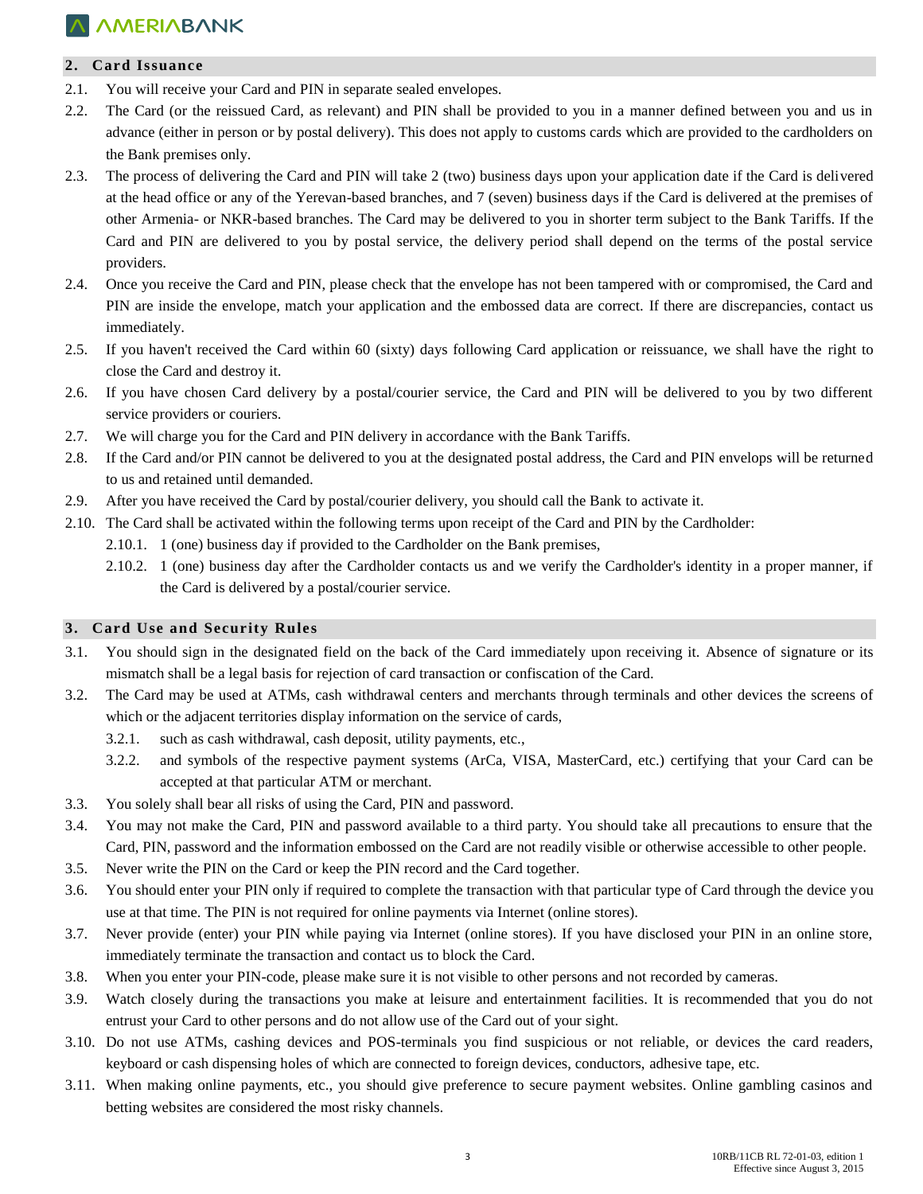## 2. Card Issuance

2.1. You will receive your Card and PIN in separate sealed envelopes.

2.2. The Card (or the reissued Card, as relevant) and PIN shall be provided to you in a manner defined between you and us in advance (either in person or by postal delivery). This does not apply to customs cards which are provided to the cardholders on the Bank premises only.

2.3. The process of delivering the Card and PIN will take 2 (two) business days upon your application date if the Card is delivered at the head office or any of the Yerevan-based branches, and 7 (seven) business days if the Card is delivered at the premises of other Armenia- or NKR-based branches. The Card may be delivered to you in shorter term subject to the Bank Tariffs. If the Card and PIN are delivered to you by postal service, the delivery period shall depend on the terms of the postal service providers.

2.4. Once you receive the Card and PIN, please check that the envelope has not been tampered with or compromised, the Card and PIN are inside the envelope, match your application and the embossed data are correct. If there are discrepancies, contact us immediately.

2.5. If you haven't received the Card within 60 (sixty) days following Card application or reissuance, we shall have the right to close the Card and destroy it.

2.6. If you have chosen Card delivery by a postal/courier service, the Card and PIN will be delivered to you by two different service providers or couriers.

2.7. We will charge you for the Card and PIN delivery in accordance with the Bank Tariffs.

2.8. If the Card and/or PIN cannot be delivered to you at the designated postal address, the Card and PIN envelops will be returned to us and retained until demanded.

2.9. After you have received the Card by postal/courier delivery, you should call the Bank to activate it.

2.10. The Card shall be activated within the following terms upon receipt of the Card and PIN by the Cardholder:

  2.10.1. 1 (one) business day if provided to the Cardholder on the Bank premises,

  2.10.2. 1 (one) business day after the Cardholder contacts us and we verify the Cardholder's identity in a proper manner, if the Card is delivered by a postal/courier service.

## 3. Card Use and Security Rules

3.1. You should sign in the designated field on the back of the Card immediately upon receiving it. Absence of signature or its mismatch shall be a legal basis for rejection of card transaction or confiscation of the Card.

3.2. The Card may be used at ATMs, cash withdrawal centers and merchants through terminals and other devices the screens of which or the adjacent territories display information on the service of cards,

  3.2.1. such as cash withdrawal, cash deposit, utility payments, etc.,

  3.2.2. and symbols of the respective payment systems (ArCa, VISA, MasterCard, etc.) certifying that your Card can be accepted at that particular ATM or merchant.

3.3. You solely shall bear all risks of using the Card, PIN and password.

3.4. You may not make the Card, PIN and password available to a third party. You should take all precautions to ensure that the Card, PIN, password and the information embossed on the Card are not readily visible or otherwise accessible to other people.

3.5. Never write the PIN on the Card or keep the PIN record and the Card together.

3.6. You should enter your PIN only if required to complete the transaction with that particular type of Card through the device you use at that time. The PIN is not required for online payments via Internet (online stores).

3.7. Never provide (enter) your PIN while paying via Internet (online stores). If you have disclosed your PIN in an online store, immediately terminate the transaction and contact us to block the Card.

3.8. When you enter your PIN-code, please make sure it is not visible to other persons and not recorded by cameras.

3.9. Watch closely during the transactions you make at leisure and entertainment facilities. It is recommended that you do not entrust your Card to other persons and do not allow use of the Card out of your sight.

3.10. Do not use ATMs, cashing devices and POS-terminals you find suspicious or not reliable, or devices the card readers, keyboard or cash dispensing holes of which are connected to foreign devices, conductors, adhesive tape, etc.

3.11. When making online payments, etc., you should give preference to secure payment websites. Online gambling casinos and betting websites are considered the most risky channels.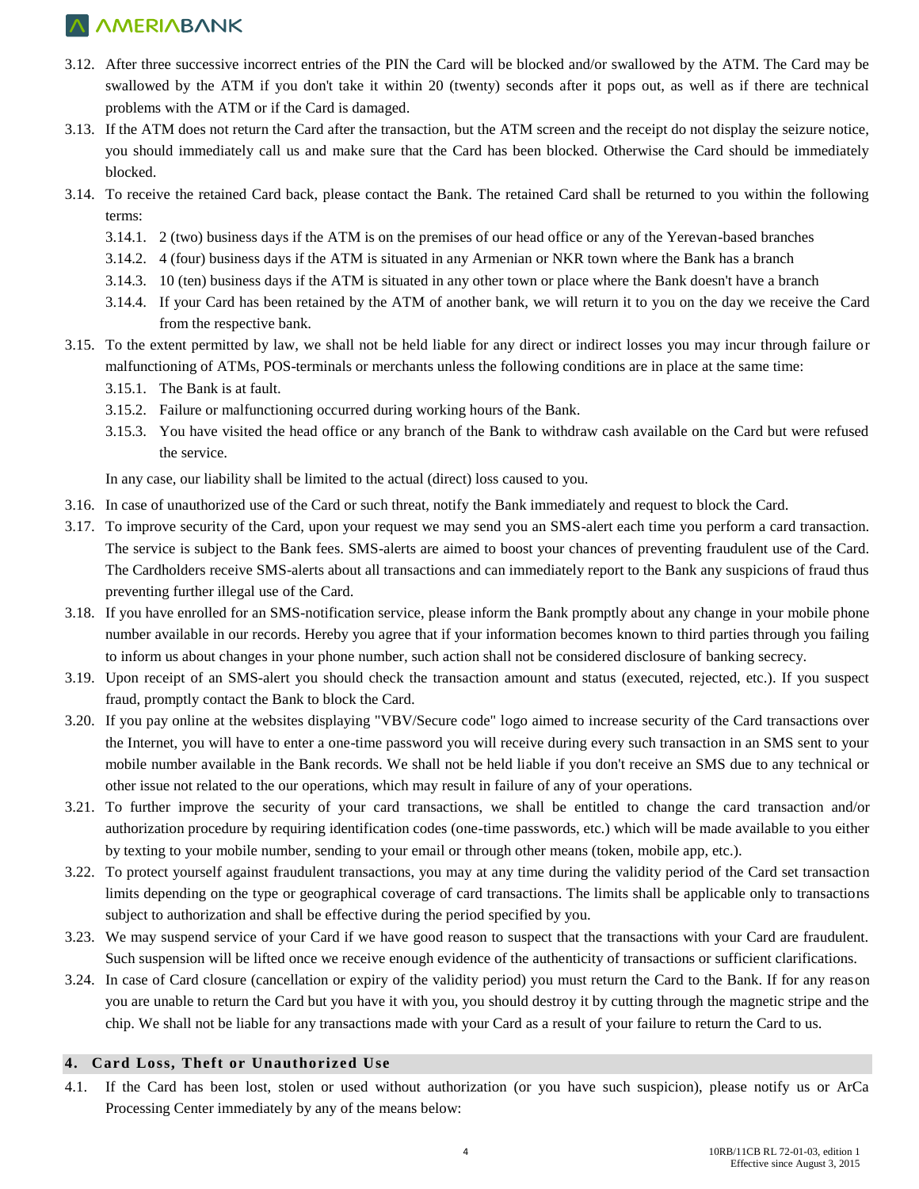3.12. After three successive incorrect entries of the PIN the Card will be blocked and/or swallowed by the ATM. The Card may be swallowed by the ATM if you don't take it within 20 (twenty) seconds after it pops out, as well as if there are technical problems with the ATM or if the Card is damaged.

3.13. If the ATM does not return the Card after the transaction, but the ATM screen and the receipt do not display the seizure notice, you should immediately call us and make sure that the Card has been blocked. Otherwise the Card should be immediately blocked.

3.14. To receive the retained Card back, please contact the Bank. The retained Card shall be returned to you within the following terms:

3.14.1. 2 (two) business days if the ATM is on the premises of our head office or any of the Yerevan-based branches

3.14.2. 4 (four) business days if the ATM is situated in any Armenian or NKR town where the Bank has a branch

3.14.3. 10 (ten) business days if the ATM is situated in any other town or place where the Bank doesn't have a branch

3.14.4. If your Card has been retained by the ATM of another bank, we will return it to you on the day we receive the Card from the respective bank.

3.15. To the extent permitted by law, we shall not be held liable for any direct or indirect losses you may incur through failure or malfunctioning of ATMs, POS-terminals or merchants unless the following conditions are in place at the same time:

3.15.1. The Bank is at fault.

3.15.2. Failure or malfunctioning occurred during working hours of the Bank.

3.15.3. You have visited the head office or any branch of the Bank to withdraw cash available on the Card but were refused the service.

In any case, our liability shall be limited to the actual (direct) loss caused to you.

3.16. In case of unauthorized use of the Card or such threat, notify the Bank immediately and request to block the Card.

3.17. To improve security of the Card, upon your request we may send you an SMS-alert each time you perform a card transaction. The service is subject to the Bank fees. SMS-alerts are aimed to boost your chances of preventing fraudulent use of the Card. The Cardholders receive SMS-alerts about all transactions and can immediately report to the Bank any suspicions of fraud thus preventing further illegal use of the Card.

3.18. If you have enrolled for an SMS-notification service, please inform the Bank promptly about any change in your mobile phone number available in our records. Hereby you agree that if your information becomes known to third parties through you failing to inform us about changes in your phone number, such action shall not be considered disclosure of banking secrecy.

3.19. Upon receipt of an SMS-alert you should check the transaction amount and status (executed, rejected, etc.). If you suspect fraud, promptly contact the Bank to block the Card.

3.20. If you pay online at the websites displaying "VBV/Secure code" logo aimed to increase security of the Card transactions over the Internet, you will have to enter a one-time password you will receive during every such transaction in an SMS sent to your mobile number available in the Bank records. We shall not be held liable if you don't receive an SMS due to any technical or other issue not related to the our operations, which may result in failure of any of your operations.

3.21. To further improve the security of your card transactions, we shall be entitled to change the card transaction and/or authorization procedure by requiring identification codes (one-time passwords, etc.) which will be made available to you either by texting to your mobile number, sending to your email or through other means (token, mobile app, etc.).

3.22. To protect yourself against fraudulent transactions, you may at any time during the validity period of the Card set transaction limits depending on the type or geographical coverage of card transactions. The limits shall be applicable only to transactions subject to authorization and shall be effective during the period specified by you.

3.23. We may suspend service of your Card if we have good reason to suspect that the transactions with your Card are fraudulent. Such suspension will be lifted once we receive enough evidence of the authenticity of transactions or sufficient clarifications.

3.24. In case of Card closure (cancellation or expiry of the validity period) you must return the Card to the Bank. If for any reason you are unable to return the Card but you have it with you, you should destroy it by cutting through the magnetic stripe and the chip. We shall not be liable for any transactions made with your Card as a result of your failure to return the Card to us.

## 4. Card Loss, Theft or Unauthorized Use

4.1. If the Card has been lost, stolen or used without authorization (or you have such suspicion), please notify us or ArCa Processing Center immediately by any of the means below: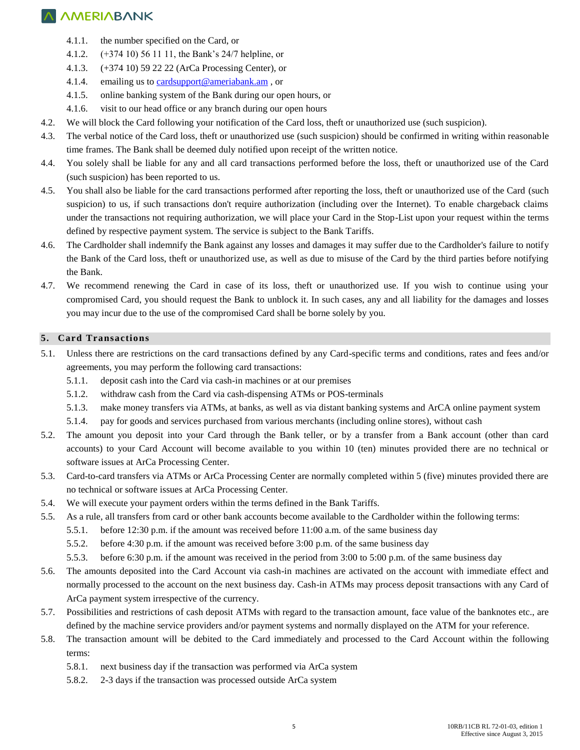4.1.1. the number specified on the Card, or

4.1.2. (+374 10) 56 11 11, the Bank's 24/7 helpline, or

4.1.3. (+374 10) 59 22 22 (ArCa Processing Center), or

4.1.4. emailing us to cardsupport@ameriabank.am , or

4.1.5. online banking system of the Bank during our open hours, or

4.1.6. visit to our head office or any branch during our open hours

4.2. We will block the Card following your notification of the Card loss, theft or unauthorized use (such suspicion).

4.3. The verbal notice of the Card loss, theft or unauthorized use (such suspicion) should be confirmed in writing within reasonable time frames. The Bank shall be deemed duly notified upon receipt of the written notice.

4.4. You solely shall be liable for any and all card transactions performed before the loss, theft or unauthorized use of the Card (such suspicion) has been reported to us.

4.5. You shall also be liable for the card transactions performed after reporting the loss, theft or unauthorized use of the Card (such suspicion) to us, if such transactions don't require authorization (including over the Internet). To enable chargeback claims under the transactions not requiring authorization, we will place your Card in the Stop-List upon your request within the terms defined by respective payment system. The service is subject to the Bank Tariffs.

4.6. The Cardholder shall indemnify the Bank against any losses and damages it may suffer due to the Cardholder's failure to notify the Bank of the Card loss, theft or unauthorized use, as well as due to misuse of the Card by the third parties before notifying the Bank.

4.7. We recommend renewing the Card in case of its loss, theft or unauthorized use. If you wish to continue using your compromised Card, you should request the Bank to unblock it. In such cases, any and all liability for the damages and losses you may incur due to the use of the compromised Card shall be borne solely by you.

## 5. Card Transactions

5.1. Unless there are restrictions on the card transactions defined by any Card-specific terms and conditions, rates and fees and/or agreements, you may perform the following card transactions:

5.1.1. deposit cash into the Card via cash-in machines or at our premises

5.1.2. withdraw cash from the Card via cash-dispensing ATMs or POS-terminals

5.1.3. make money transfers via ATMs, at banks, as well as via distant banking systems and ArCA online payment system

5.1.4. pay for goods and services purchased from various merchants (including online stores), without cash

5.2. The amount you deposit into your Card through the Bank teller, or by a transfer from a Bank account (other than card accounts) to your Card Account will become available to you within 10 (ten) minutes provided there are no technical or software issues at ArCa Processing Center.

5.3. Card-to-card transfers via ATMs or ArCa Processing Center are normally completed within 5 (five) minutes provided there are no technical or software issues at ArCa Processing Center.

5.4. We will execute your payment orders within the terms defined in the Bank Tariffs.

5.5. As a rule, all transfers from card or other bank accounts become available to the Cardholder within the following terms:

5.5.1. before 12:30 p.m. if the amount was received before 11:00 a.m. of the same business day

5.5.2. before 4:30 p.m. if the amount was received before 3:00 p.m. of the same business day

5.5.3. before 6:30 p.m. if the amount was received in the period from 3:00 to 5:00 p.m. of the same business day

5.6. The amounts deposited into the Card Account via cash-in machines are activated on the account with immediate effect and normally processed to the account on the next business day. Cash-in ATMs may process deposit transactions with any Card of ArCa payment system irrespective of the currency.

5.7. Possibilities and restrictions of cash deposit ATMs with regard to the transaction amount, face value of the banknotes etc., are defined by the machine service providers and/or payment systems and normally displayed on the ATM for your reference.

5.8. The transaction amount will be debited to the Card immediately and processed to the Card Account within the following terms:

5.8.1. next business day if the transaction was performed via ArCa system

5.8.2. 2-3 days if the transaction was processed outside ArCa system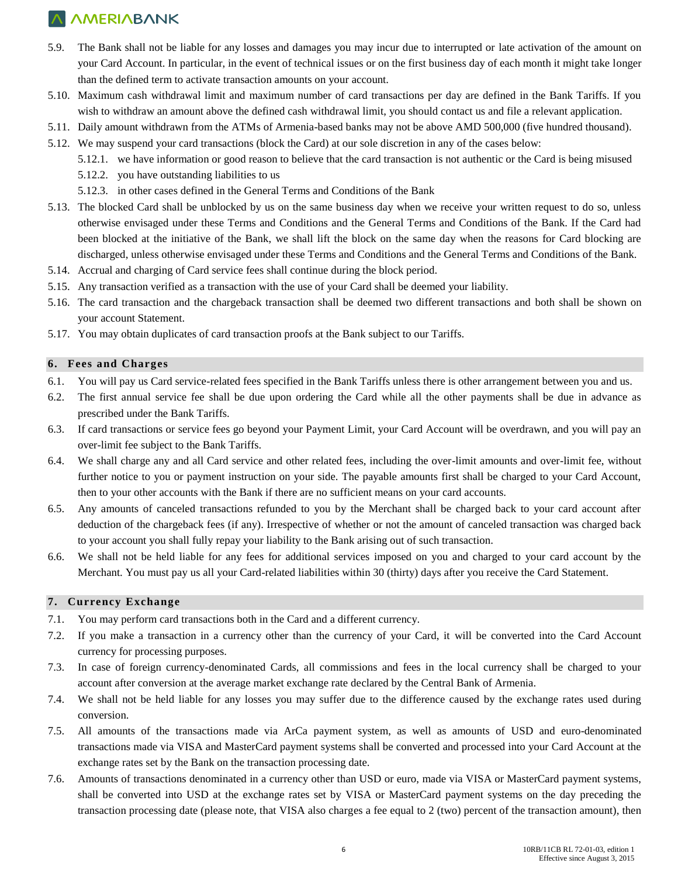5.9. The Bank shall not be liable for any losses and damages you may incur due to interrupted or late activation of the amount on your Card Account. In particular, in the event of technical issues or on the first business day of each month it might take longer than the defined term to activate transaction amounts on your account.

5.10. Maximum cash withdrawal limit and maximum number of card transactions per day are defined in the Bank Tariffs. If you wish to withdraw an amount above the defined cash withdrawal limit, you should contact us and file a relevant application.

5.11. Daily amount withdrawn from the ATMs of Armenia-based banks may not be above AMD 500,000 (five hundred thousand).

5.12. We may suspend your card transactions (block the Card) at our sole discretion in any of the cases below:

5.12.1. we have information or good reason to believe that the card transaction is not authentic or the Card is being misused

5.12.2. you have outstanding liabilities to us

5.12.3. in other cases defined in the General Terms and Conditions of the Bank

5.13. The blocked Card shall be unblocked by us on the same business day when we receive your written request to do so, unless otherwise envisaged under these Terms and Conditions and the General Terms and Conditions of the Bank. If the Card had been blocked at the initiative of the Bank, we shall lift the block on the same day when the reasons for Card blocking are discharged, unless otherwise envisaged under these Terms and Conditions and the General Terms and Conditions of the Bank.

5.14. Accrual and charging of Card service fees shall continue during the block period.

5.15. Any transaction verified as a transaction with the use of your Card shall be deemed your liability.

5.16. The card transaction and the chargeback transaction shall be deemed two different transactions and both shall be shown on your account Statement.

5.17. You may obtain duplicates of card transaction proofs at the Bank subject to our Tariffs.

## 6. Fees and Charges

6.1. You will pay us Card service-related fees specified in the Bank Tariffs unless there is other arrangement between you and us.

6.2. The first annual service fee shall be due upon ordering the Card while all the other payments shall be due in advance as prescribed under the Bank Tariffs.

6.3. If card transactions or service fees go beyond your Payment Limit, your Card Account will be overdrawn, and you will pay an over-limit fee subject to the Bank Tariffs.

6.4. We shall charge any and all Card service and other related fees, including the over-limit amounts and over-limit fee, without further notice to you or payment instruction on your side. The payable amounts first shall be charged to your Card Account, then to your other accounts with the Bank if there are no sufficient means on your card accounts.

6.5. Any amounts of canceled transactions refunded to you by the Merchant shall be charged back to your card account after deduction of the chargeback fees (if any). Irrespective of whether or not the amount of canceled transaction was charged back to your account you shall fully repay your liability to the Bank arising out of such transaction.

6.6. We shall not be held liable for any fees for additional services imposed on you and charged to your card account by the Merchant. You must pay us all your Card-related liabilities within 30 (thirty) days after you receive the Card Statement.

## 7. Currency Exchange

7.1. You may perform card transactions both in the Card and a different currency.

7.2. If you make a transaction in a currency other than the currency of your Card, it will be converted into the Card Account currency for processing purposes.

7.3. In case of foreign currency-denominated Cards, all commissions and fees in the local currency shall be charged to your account after conversion at the average market exchange rate declared by the Central Bank of Armenia.

7.4. We shall not be held liable for any losses you may suffer due to the difference caused by the exchange rates used during conversion.

7.5. All amounts of the transactions made via ArCa payment system, as well as amounts of USD and euro-denominated transactions made via VISA and MasterCard payment systems shall be converted and processed into your Card Account at the exchange rates set by the Bank on the transaction processing date.

7.6. Amounts of transactions denominated in a currency other than USD or euro, made via VISA or MasterCard payment systems, shall be converted into USD at the exchange rates set by VISA or MasterCard payment systems on the day preceding the transaction processing date (please note, that VISA also charges a fee equal to 2 (two) percent of the transaction amount), then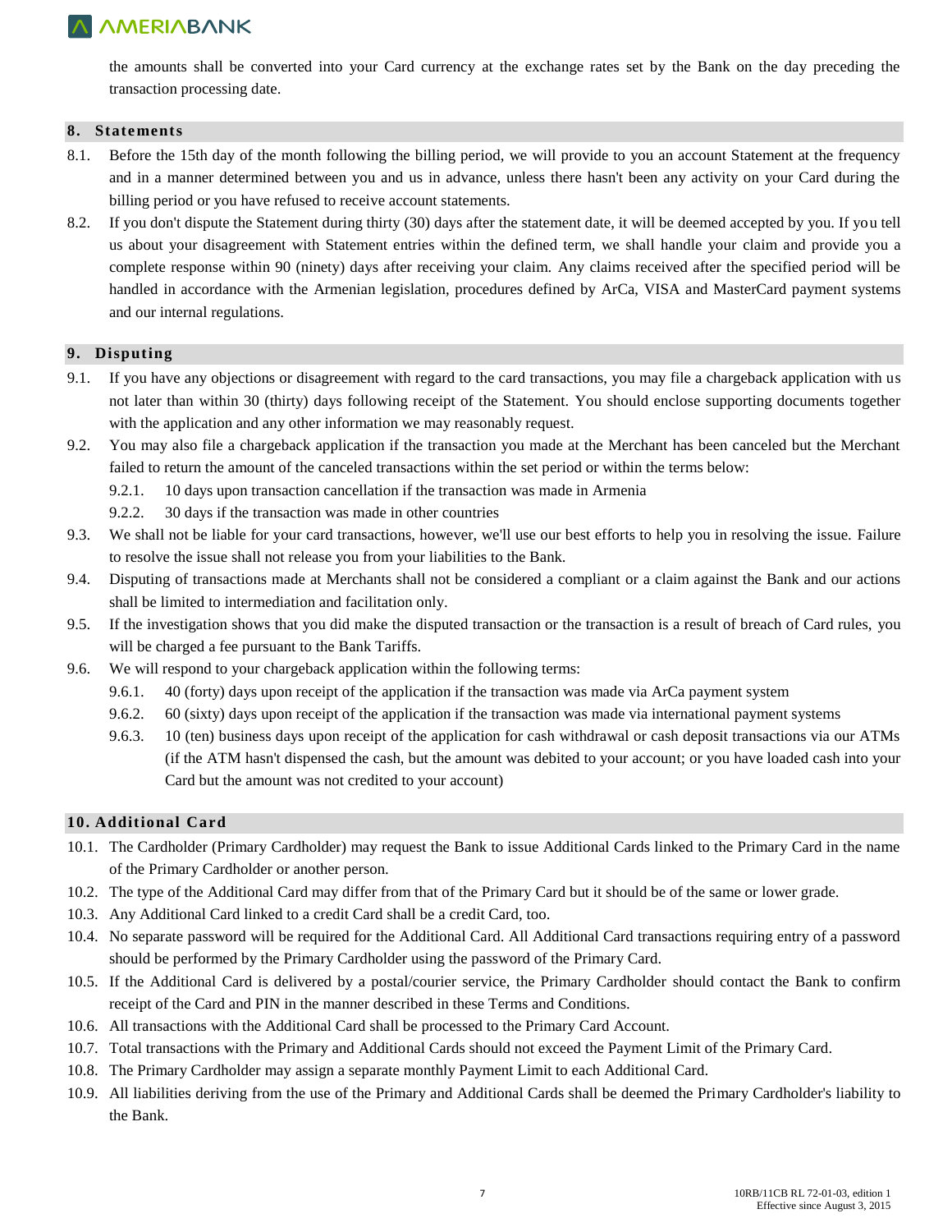the amounts shall be converted into your Card currency at the exchange rates set by the Bank on the day preceding the transaction processing date.

## 8. Statements

8.1. Before the 15th day of the month following the billing period, we will provide to you an account Statement at the frequency and in a manner determined between you and us in advance, unless there hasn't been any activity on your Card during the billing period or you have refused to receive account statements.

8.2. If you don't dispute the Statement during thirty (30) days after the statement date, it will be deemed accepted by you. If you tell us about your disagreement with Statement entries within the defined term, we shall handle your claim and provide you a complete response within 90 (ninety) days after receiving your claim. Any claims received after the specified period will be handled in accordance with the Armenian legislation, procedures defined by ArCa, VISA and MasterCard payment systems and our internal regulations.

## 9. Disputing

9.1. If you have any objections or disagreement with regard to the card transactions, you may file a chargeback application with us not later than within 30 (thirty) days following receipt of the Statement. You should enclose supporting documents together with the application and any other information we may reasonably request.

9.2. You may also file a chargeback application if the transaction you made at the Merchant has been canceled but the Merchant failed to return the amount of the canceled transactions within the set period or within the terms below:

 9.2.1. 10 days upon transaction cancellation if the transaction was made in Armenia

 9.2.2. 30 days if the transaction was made in other countries

9.3. We shall not be liable for your card transactions, however, we'll use our best efforts to help you in resolving the issue. Failure to resolve the issue shall not release you from your liabilities to the Bank.

9.4. Disputing of transactions made at Merchants shall not be considered a compliant or a claim against the Bank and our actions shall be limited to intermediation and facilitation only.

9.5. If the investigation shows that you did make the disputed transaction or the transaction is a result of breach of Card rules, you will be charged a fee pursuant to the Bank Tariffs.

9.6. We will respond to your chargeback application within the following terms:

 9.6.1. 40 (forty) days upon receipt of the application if the transaction was made via ArCa payment system

 9.6.2. 60 (sixty) days upon receipt of the application if the transaction was made via international payment systems

 9.6.3. 10 (ten) business days upon receipt of the application for cash withdrawal or cash deposit transactions via our ATMs (if the ATM hasn't dispensed the cash, but the amount was debited to your account; or you have loaded cash into your Card but the amount was not credited to your account)

## 10. Additional Card

10.1. The Cardholder (Primary Cardholder) may request the Bank to issue Additional Cards linked to the Primary Card in the name of the Primary Cardholder or another person.

10.2. The type of the Additional Card may differ from that of the Primary Card but it should be of the same or lower grade.

10.3. Any Additional Card linked to a credit Card shall be a credit Card, too.

10.4. No separate password will be required for the Additional Card. All Additional Card transactions requiring entry of a password should be performed by the Primary Cardholder using the password of the Primary Card.

10.5. If the Additional Card is delivered by a postal/courier service, the Primary Cardholder should contact the Bank to confirm receipt of the Card and PIN in the manner described in these Terms and Conditions.

10.6. All transactions with the Additional Card shall be processed to the Primary Card Account.

10.7. Total transactions with the Primary and Additional Cards should not exceed the Payment Limit of the Primary Card.

10.8. The Primary Cardholder may assign a separate monthly Payment Limit to each Additional Card.

10.9. All liabilities deriving from the use of the Primary and Additional Cards shall be deemed the Primary Cardholder's liability to the Bank.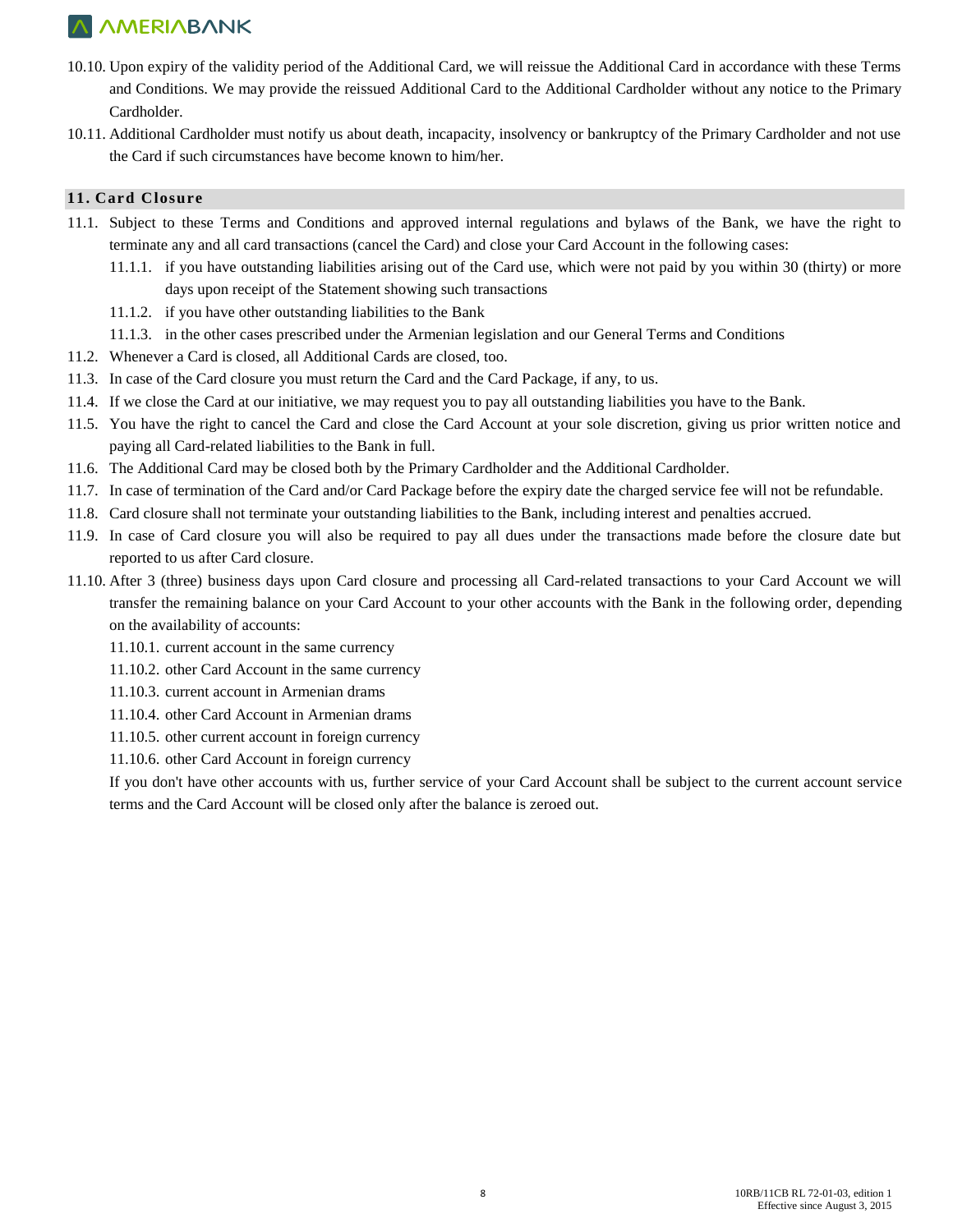10.10. Upon expiry of the validity period of the Additional Card, we will reissue the Additional Card in accordance with these Terms and Conditions. We may provide the reissued Additional Card to the Additional Cardholder without any notice to the Primary Cardholder.

10.11. Additional Cardholder must notify us about death, incapacity, insolvency or bankruptcy of the Primary Cardholder and not use the Card if such circumstances have become known to him/her.

## 11. Card Closure

11.1. Subject to these Terms and Conditions and approved internal regulations and bylaws of the Bank, we have the right to terminate any and all card transactions (cancel the Card) and close your Card Account in the following cases:

   11.1.1. if you have outstanding liabilities arising out of the Card use, which were not paid by you within 30 (thirty) or more days upon receipt of the Statement showing such transactions

   11.1.2. if you have other outstanding liabilities to the Bank

   11.1.3. in the other cases prescribed under the Armenian legislation and our General Terms and Conditions

11.2. Whenever a Card is closed, all Additional Cards are closed, too.

11.3. In case of the Card closure you must return the Card and the Card Package, if any, to us.

11.4. If we close the Card at our initiative, we may request you to pay all outstanding liabilities you have to the Bank.

11.5. You have the right to cancel the Card and close the Card Account at your sole discretion, giving us prior written notice and paying all Card-related liabilities to the Bank in full.

11.6. The Additional Card may be closed both by the Primary Cardholder and the Additional Cardholder.

11.7. In case of termination of the Card and/or Card Package before the expiry date the charged service fee will not be refundable.

11.8. Card closure shall not terminate your outstanding liabilities to the Bank, including interest and penalties accrued.

11.9. In case of Card closure you will also be required to pay all dues under the transactions made before the closure date but reported to us after Card closure.

11.10. After 3 (three) business days upon Card closure and processing all Card-related transactions to your Card Account we will transfer the remaining balance on your Card Account to your other accounts with the Bank in the following order, depending on the availability of accounts:

   11.10.1. current account in the same currency

   11.10.2. other Card Account in the same currency

   11.10.3. current account in Armenian drams

   11.10.4. other Card Account in Armenian drams

   11.10.5. other current account in foreign currency

   11.10.6. other Card Account in foreign currency

   If you don't have other accounts with us, further service of your Card Account shall be subject to the current account service terms and the Card Account will be closed only after the balance is zeroed out.